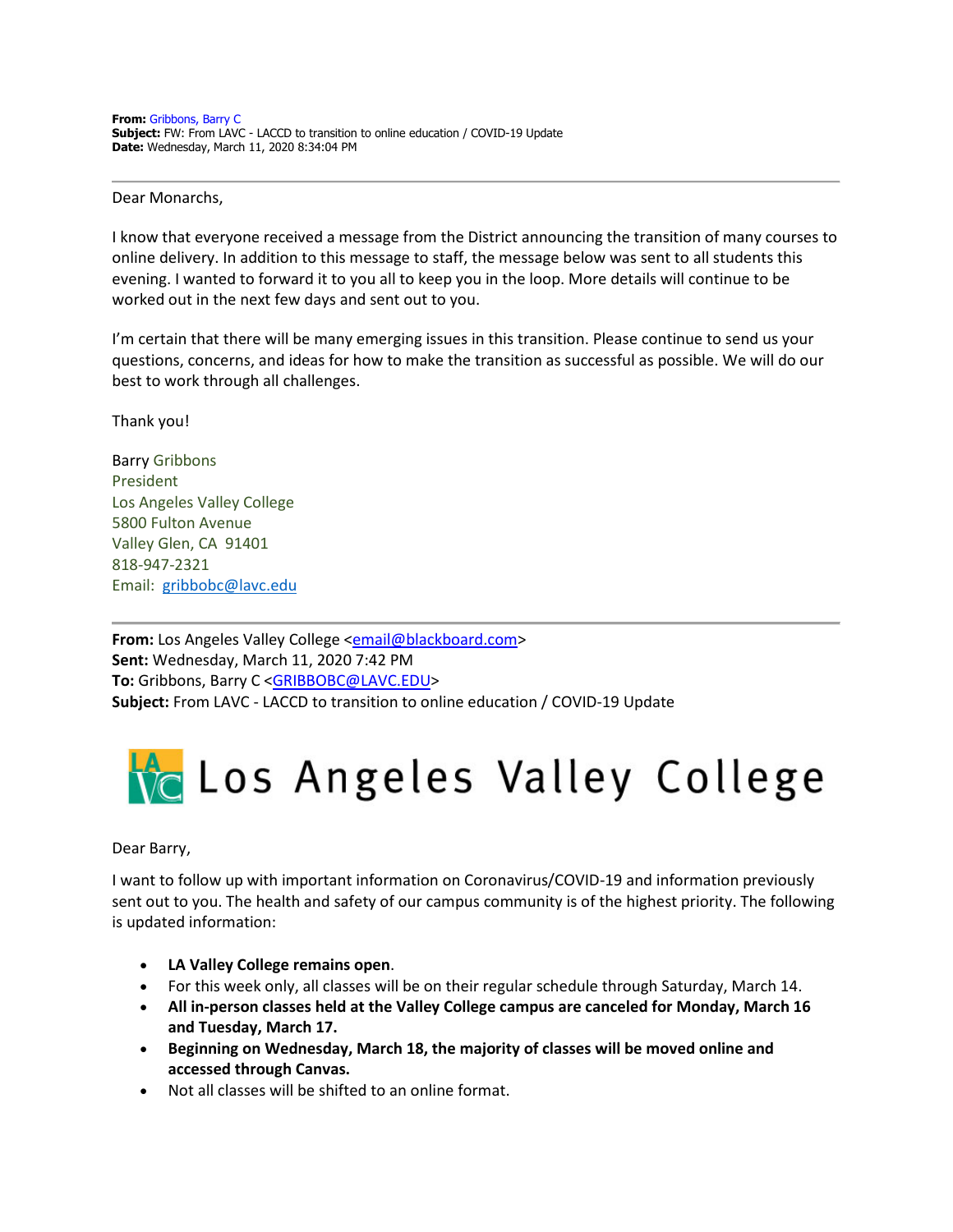**From:** Gribbons, Barry C
**Subject:** FW: From LAVC - LACCD to transition to online education / COVID-19 Update
**Date:** Wednesday, March 11, 2020 8:34:04 PM

---

Dear Monarchs,

I know that everyone received a message from the District announcing the transition of many courses to online delivery. In addition to this message to staff, the message below was sent to all students this evening. I wanted to forward it to you all to keep you in the loop. More details will continue to be worked out in the next few days and sent out to you.

I'm certain that there will be many emerging issues in this transition. Please continue to send us your questions, concerns, and ideas for how to make the transition as successful as possible. We will do our best to work through all challenges.

Thank you!

Barry Gribbons
President
Los Angeles Valley College
5800 Fulton Avenue
Valley Glen, CA 91401
818-947-2321
Email: gribbobc@lavc.edu

---

**From:** Los Angeles Valley College <email@blackboard.com>
**Sent:** Wednesday, March 11, 2020 7:42 PM
**To:** Gribbons, Barry C <GRIBBOBC@LAVC.EDU>
**Subject:** From LAVC - LACCD to transition to online education / COVID-19 Update

# Los Angeles Valley College

Dear Barry,

I want to follow up with important information on Coronavirus/COVID-19 and information previously sent out to you. The health and safety of our campus community is of the highest priority. The following is updated information:

- **LA Valley College remains open**.
- For this week only, all classes will be on their regular schedule through Saturday, March 14.
- **All in-person classes held at the Valley College campus are canceled for Monday, March 16 and Tuesday, March 17.**
- **Beginning on Wednesday, March 18, the majority of classes will be moved online and accessed through Canvas.**
- Not all classes will be shifted to an online format.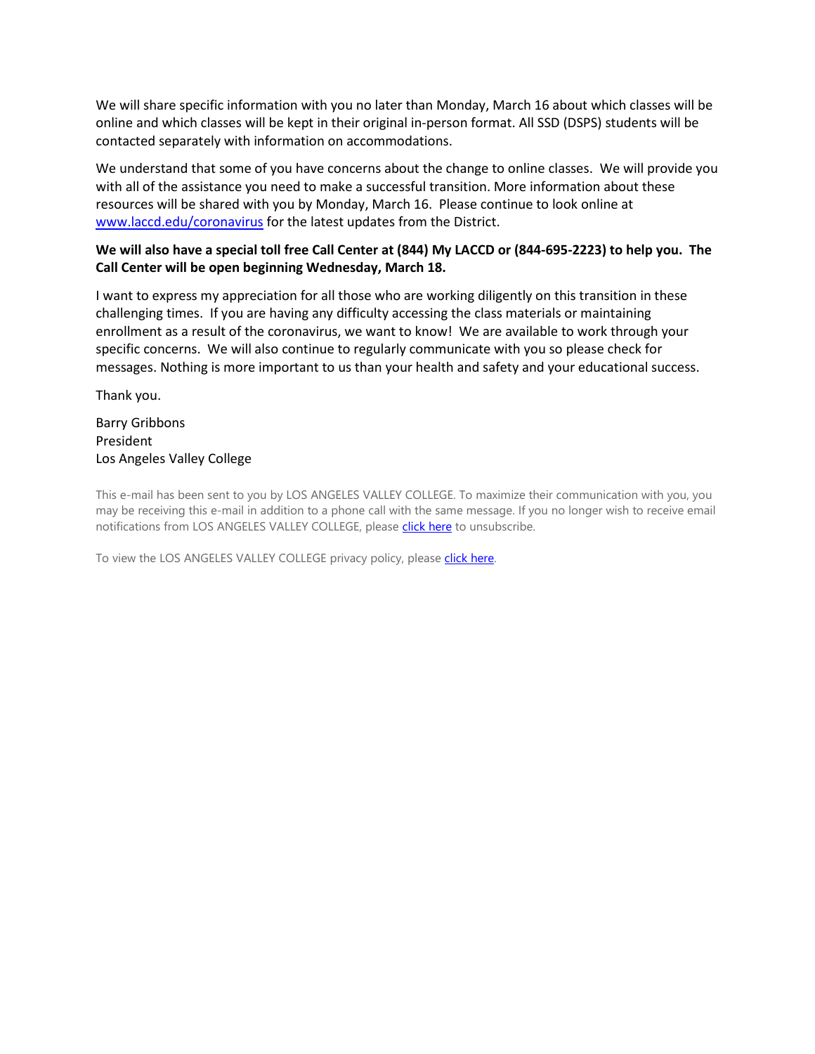We will share specific information with you no later than Monday, March 16 about which classes will be online and which classes will be kept in their original in-person format. All SSD (DSPS) students will be contacted separately with information on accommodations.

We understand that some of you have concerns about the change to online classes. We will provide you with all of the assistance you need to make a successful transition. More information about these resources will be shared with you by Monday, March 16. Please continue to look online at [www.laccd.edu/coronavirus](www.laccd.edu/coronavirus) for the latest updates from the District.

**We will also have a special toll free Call Center at (844) My LACCD or (844-695-2223) to help you. The Call Center will be open beginning Wednesday, March 18.**

I want to express my appreciation for all those who are working diligently on this transition in these challenging times. If you are having any difficulty accessing the class materials or maintaining enrollment as a result of the coronavirus, we want to know! We are available to work through your specific concerns. We will also continue to regularly communicate with you so please check for messages. Nothing is more important to us than your health and safety and your educational success.

Thank you.

Barry Gribbons
President
Los Angeles Valley College

This e-mail has been sent to you by LOS ANGELES VALLEY COLLEGE. To maximize their communication with you, you may be receiving this e-mail in addition to a phone call with the same message. If you no longer wish to receive email notifications from LOS ANGELES VALLEY COLLEGE, please click here to unsubscribe.

To view the LOS ANGELES VALLEY COLLEGE privacy policy, please click here.